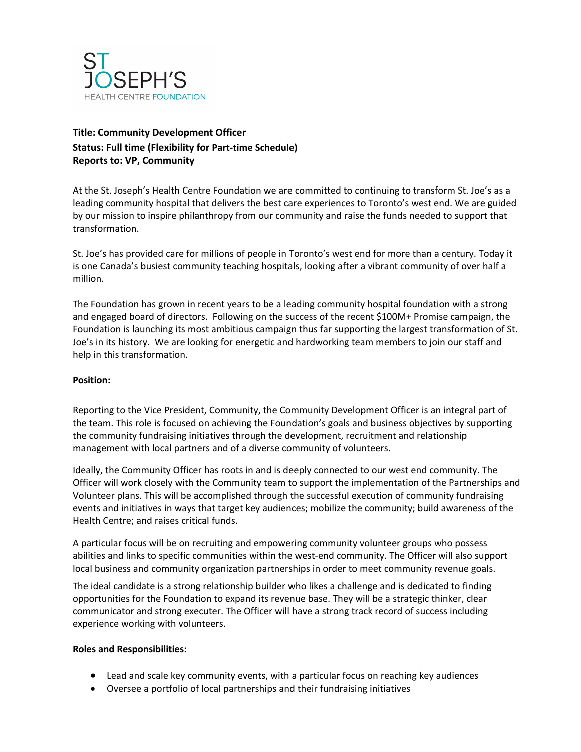ST JOSEPH'S
HEALTH CENTRE FOUNDATION

**Title: Community Development Officer**
**Status: Full time (Flexibility for Part-time Schedule)**
**Reports to: VP, Community**

At the St. Joseph's Health Centre Foundation we are committed to continuing to transform St. Joe's as a leading community hospital that delivers the best care experiences to Toronto's west end. We are guided by our mission to inspire philanthropy from our community and raise the funds needed to support that transformation.

St. Joe's has provided care for millions of people in Toronto's west end for more than a century. Today it is one Canada's busiest community teaching hospitals, looking after a vibrant community of over half a million.

The Foundation has grown in recent years to be a leading community hospital foundation with a strong and engaged board of directors. Following on the success of the recent $100M+ Promise campaign, the Foundation is launching its most ambitious campaign thus far supporting the largest transformation of St. Joe's in its history. We are looking for energetic and hardworking team members to join our staff and help in this transformation.

**Position:**

Reporting to the Vice President, Community, the Community Development Officer is an integral part of the team. This role is focused on achieving the Foundation's goals and business objectives by supporting the community fundraising initiatives through the development, recruitment and relationship management with local partners and of a diverse community of volunteers.

Ideally, the Community Officer has roots in and is deeply connected to our west end community. The Officer will work closely with the Community team to support the implementation of the Partnerships and Volunteer plans. This will be accomplished through the successful execution of community fundraising events and initiatives in ways that target key audiences; mobilize the community; build awareness of the Health Centre; and raises critical funds.

A particular focus will be on recruiting and empowering community volunteer groups who possess abilities and links to specific communities within the west-end community. The Officer will also support local business and community organization partnerships in order to meet community revenue goals.

The ideal candidate is a strong relationship builder who likes a challenge and is dedicated to finding opportunities for the Foundation to expand its revenue base. They will be a strategic thinker, clear communicator and strong executer. The Officer will have a strong track record of success including experience working with volunteers.

**Roles and Responsibilities:**

- Lead and scale key community events, with a particular focus on reaching key audiences
- Oversee a portfolio of local partnerships and their fundraising initiatives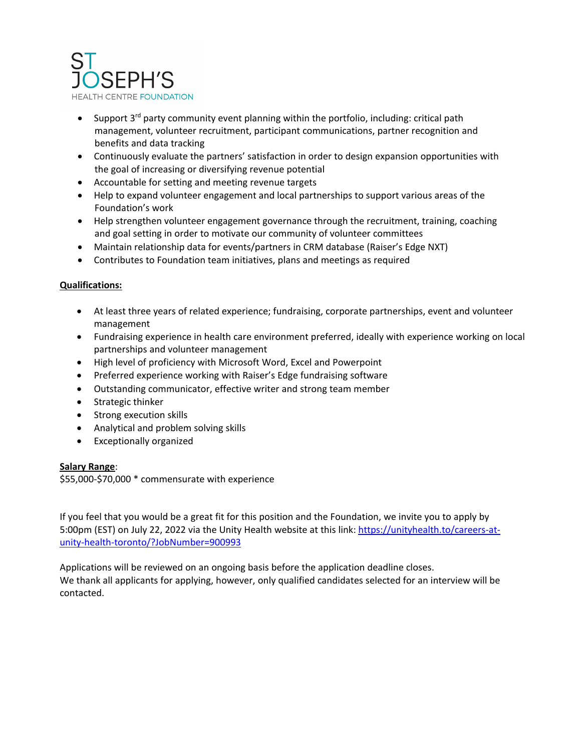- Support 3rd party community event planning within the portfolio, including: critical path management, volunteer recruitment, participant communications, partner recognition and benefits and data tracking
- Continuously evaluate the partners' satisfaction in order to design expansion opportunities with the goal of increasing or diversifying revenue potential
- Accountable for setting and meeting revenue targets
- Help to expand volunteer engagement and local partnerships to support various areas of the Foundation's work
- Help strengthen volunteer engagement governance through the recruitment, training, coaching and goal setting in order to motivate our community of volunteer committees
- Maintain relationship data for events/partners in CRM database (Raiser's Edge NXT)
- Contributes to Foundation team initiatives, plans and meetings as required

**Qualifications:**

- At least three years of related experience; fundraising, corporate partnerships, event and volunteer management
- Fundraising experience in health care environment preferred, ideally with experience working on local partnerships and volunteer management
- High level of proficiency with Microsoft Word, Excel and Powerpoint
- Preferred experience working with Raiser's Edge fundraising software
- Outstanding communicator, effective writer and strong team member
- Strategic thinker
- Strong execution skills
- Analytical and problem solving skills
- Exceptionally organized

**Salary Range**:
$55,000-$70,000 * commensurate with experience

If you feel that you would be a great fit for this position and the Foundation, we invite you to apply by 5:00pm (EST) on July 22, 2022 via the Unity Health website at this link: https://unityhealth.to/careers-at-unity-health-toronto/?JobNumber=900993

Applications will be reviewed on an ongoing basis before the application deadline closes.
We thank all applicants for applying, however, only qualified candidates selected for an interview will be contacted.